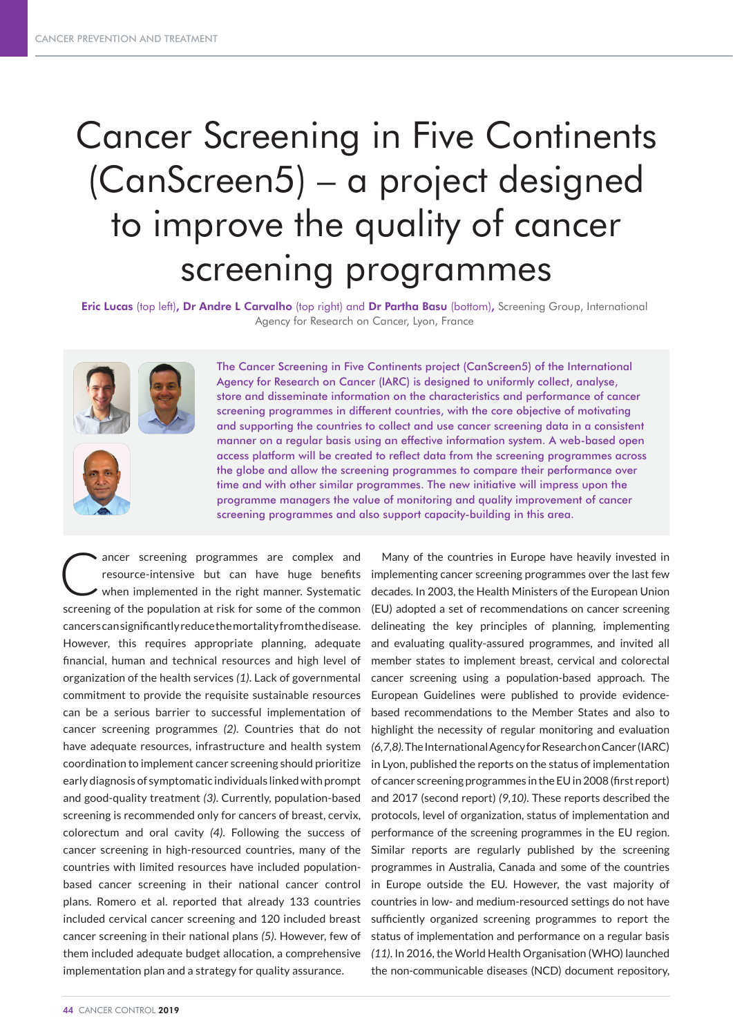# Cancer Screening in Five Continents (CanScreen5) – a project designed to improve the quality of cancer screening programmes

**Eric Lucas** (top left), **Dr Andre L Carvalho** (top right) and **Dr Partha Basu** (bottom), Screening Group, International Agency for Research on Cancer, Lyon, France

The Cancer Screening in Five Continents project (CanScreen5) of the International Agency for Research on Cancer (IARC) is designed to uniformly collect, analyse, store and disseminate information on the characteristics and performance of cancer screening programmes in different countries, with the core objective of motivating and supporting the countries to collect and use cancer screening data in a consistent manner on a regular basis using an effective information system. A web-based open access platform will be created to reflect data from the screening programmes across the globe and allow the screening programmes to compare their performance over time and with other similar programmes. The new initiative will impress upon the programme managers the value of monitoring and quality improvement of cancer screening programmes and also support capacity-building in this area.

Cancer screening programmes are complex and resource-intensive but can have huge benefits when implemented in the right manner. Systematic screening of the population at risk for some of the common cancers can significantly reduce the mortality from the disease. However, this requires appropriate planning, adequate financial, human and technical resources and high level of organization of the health services *(1)*. Lack of governmental commitment to provide the requisite sustainable resources can be a serious barrier to successful implementation of cancer screening programmes *(2)*. Countries that do not have adequate resources, infrastructure and health system coordination to implement cancer screening should prioritize early diagnosis of symptomatic individuals linked with prompt and good-quality treatment *(3)*. Currently, population-based screening is recommended only for cancers of breast, cervix, colorectum and oral cavity *(4)*. Following the success of cancer screening in high-resourced countries, many of the countries with limited resources have included population-based cancer screening in their national cancer control plans. Romero et al. reported that already 133 countries included cervical cancer screening and 120 included breast cancer screening in their national plans *(5)*. However, few of them included adequate budget allocation, a comprehensive implementation plan and a strategy for quality assurance.

Many of the countries in Europe have heavily invested in implementing cancer screening programmes over the last few decades. In 2003, the Health Ministers of the European Union (EU) adopted a set of recommendations on cancer screening delineating the key principles of planning, implementing and evaluating quality-assured programmes, and invited all member states to implement breast, cervical and colorectal cancer screening using a population-based approach. The European Guidelines were published to provide evidence-based recommendations to the Member States and also to highlight the necessity of regular monitoring and evaluation *(6,7,8)*. The International Agency for Research on Cancer (IARC) in Lyon, published the reports on the status of implementation of cancer screening programmes in the EU in 2008 (first report) and 2017 (second report) *(9,10)*. These reports described the protocols, level of organization, status of implementation and performance of the screening programmes in the EU region. Similar reports are regularly published by the screening programmes in Australia, Canada and some of the countries in Europe outside the EU. However, the vast majority of countries in low- and medium-resourced settings do not have sufficiently organized screening programmes to report the status of implementation and performance on a regular basis *(11)*. In 2016, the World Health Organisation (WHO) launched the non-communicable diseases (NCD) document repository,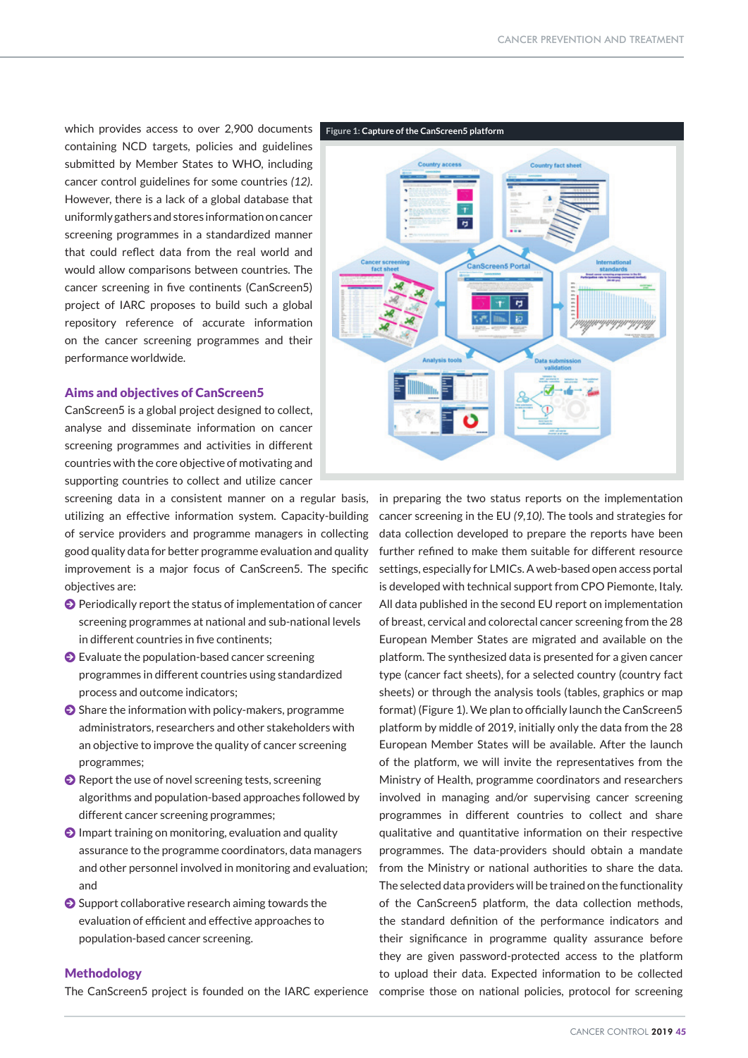which provides access to over 2,900 documents containing NCD targets, policies and guidelines submitted by Member States to WHO, including cancer control guidelines for some countries *(12)*. However, there is a lack of a global database that uniformly gathers and stores information on cancer screening programmes in a standardized manner that could reflect data from the real world and would allow comparisons between countries. The cancer screening in five continents (CanScreen5) project of IARC proposes to build such a global repository reference of accurate information on the cancer screening programmes and their performance worldwide.

**Figure 1:** Capture of the CanScreen5 platform

## Aims and objectives of CanScreen5

CanScreen5 is a global project designed to collect, analyse and disseminate information on cancer screening programmes and activities in different countries with the core objective of motivating and supporting countries to collect and utilize cancer screening data in a consistent manner on a regular basis, utilizing an effective information system. Capacity-building of service providers and programme managers in collecting good quality data for better programme evaluation and quality improvement is a major focus of CanScreen5. The specific objectives are:

- Periodically report the status of implementation of cancer screening programmes at national and sub-national levels in different countries in five continents;
- Evaluate the population-based cancer screening programmes in different countries using standardized process and outcome indicators;
- Share the information with policy-makers, programme administrators, researchers and other stakeholders with an objective to improve the quality of cancer screening programmes;
- Report the use of novel screening tests, screening algorithms and population-based approaches followed by different cancer screening programmes;
- Impart training on monitoring, evaluation and quality assurance to the programme coordinators, data managers and other personnel involved in monitoring and evaluation; and
- Support collaborative research aiming towards the evaluation of efficient and effective approaches to population-based cancer screening.

## Methodology

The CanScreen5 project is founded on the IARC experience in preparing the two status reports on the implementation cancer screening in the EU *(9,10)*. The tools and strategies for data collection developed to prepare the reports have been further refined to make them suitable for different resource settings, especially for LMICs. A web-based open access portal is developed with technical support from CPO Piemonte, Italy. All data published in the second EU report on implementation of breast, cervical and colorectal cancer screening from the 28 European Member States are migrated and available on the platform. The synthesized data is presented for a given cancer type (cancer fact sheets), for a selected country (country fact sheets) or through the analysis tools (tables, graphics or map format) (Figure 1). We plan to officially launch the CanScreen5 platform by middle of 2019, initially only the data from the 28 European Member States will be available. After the launch of the platform, we will invite the representatives from the Ministry of Health, programme coordinators and researchers involved in managing and/or supervising cancer screening programmes in different countries to collect and share qualitative and quantitative information on their respective programmes. The data-providers should obtain a mandate from the Ministry or national authorities to share the data. The selected data providers will be trained on the functionality of the CanScreen5 platform, the data collection methods, the standard definition of the performance indicators and their significance in programme quality assurance before they are given password-protected access to the platform to upload their data. Expected information to be collected comprise those on national policies, protocol for screening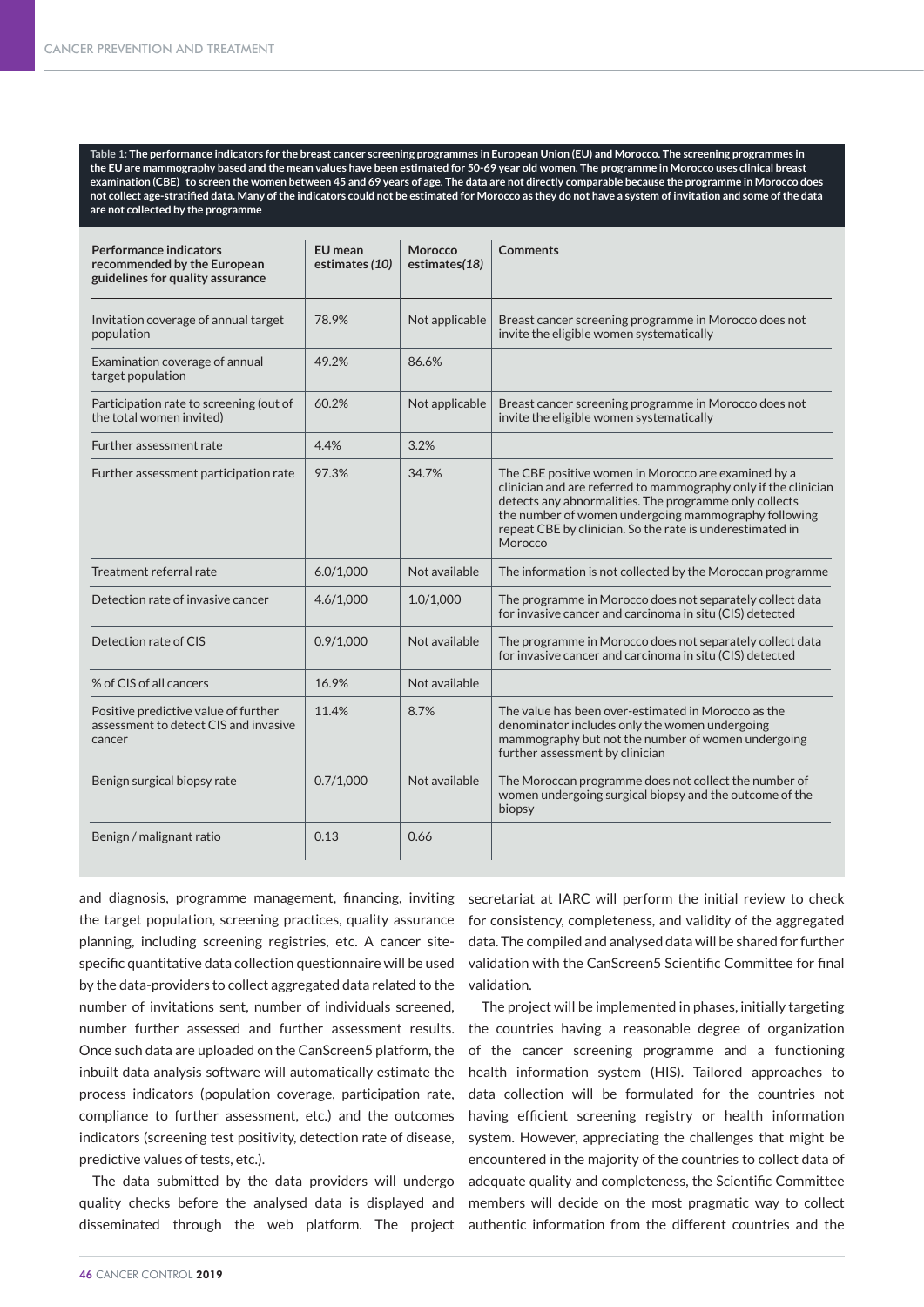**Table 1: The performance indicators for the breast cancer screening programmes in European Union (EU) and Morocco. The screening programmes in the EU are mammography based and the mean values have been estimated for 50-69 year old women. The programme in Morocco uses clinical breast examination (CBE) to screen the women between 45 and 69 years of age. The data are not directly comparable because the programme in Morocco does not collect age-stratified data. Many of the indicators could not be estimated for Morocco as they do not have a system of invitation and some of the data are not collected by the programme**

| Performance indicators recommended by the European guidelines for quality assurance | EU mean estimates *(10)* | Morocco estimates*(18)* | Comments |
|---|---|---|---|
| Invitation coverage of annual target population | 78.9% | Not applicable | Breast cancer screening programme in Morocco does not invite the eligible women systematically |
| Examination coverage of annual target population | 49.2% | 86.6% | |
| Participation rate to screening (out of the total women invited) | 60.2% | Not applicable | Breast cancer screening programme in Morocco does not invite the eligible women systematically |
| Further assessment rate | 4.4% | 3.2% | |
| Further assessment participation rate | 97.3% | 34.7% | The CBE positive women in Morocco are examined by a clinician and are referred to mammography only if the clinician detects any abnormalities. The programme only collects the number of women undergoing mammography following repeat CBE by clinician. So the rate is underestimated in Morocco |
| Treatment referral rate | 6.0/1,000 | Not available | The information is not collected by the Moroccan programme |
| Detection rate of invasive cancer | 4.6/1,000 | 1.0/1,000 | The programme in Morocco does not separately collect data for invasive cancer and carcinoma in situ (CIS) detected |
| Detection rate of CIS | 0.9/1,000 | Not available | The programme in Morocco does not separately collect data for invasive cancer and carcinoma in situ (CIS) detected |
| % of CIS of all cancers | 16.9% | Not available | |
| Positive predictive value of further assessment to detect CIS and invasive cancer | 11.4% | 8.7% | The value has been over-estimated in Morocco as the denominator includes only the women undergoing mammography but not the number of women undergoing further assessment by clinician |
| Benign surgical biopsy rate | 0.7/1,000 | Not available | The Moroccan programme does not collect the number of women undergoing surgical biopsy and the outcome of the biopsy |
| Benign / malignant ratio | 0.13 | 0.66 | |

and diagnosis, programme management, financing, inviting the target population, screening practices, quality assurance planning, including screening registries, etc. A cancer site-specific quantitative data collection questionnaire will be used by the data-providers to collect aggregated data related to the number of invitations sent, number of individuals screened, number further assessed and further assessment results. Once such data are uploaded on the CanScreen5 platform, the inbuilt data analysis software will automatically estimate the process indicators (population coverage, participation rate, compliance to further assessment, etc.) and the outcomes indicators (screening test positivity, detection rate of disease, predictive values of tests, etc.).

The data submitted by the data providers will undergo quality checks before the analysed data is displayed and disseminated through the web platform. The project secretariat at IARC will perform the initial review to check for consistency, completeness, and validity of the aggregated data. The compiled and analysed data will be shared for further validation with the CanScreen5 Scientific Committee for final validation.

The project will be implemented in phases, initially targeting the countries having a reasonable degree of organization of the cancer screening programme and a functioning health information system (HIS). Tailored approaches to data collection will be formulated for the countries not having efficient screening registry or health information system. However, appreciating the challenges that might be encountered in the majority of the countries to collect data of adequate quality and completeness, the Scientific Committee members will decide on the most pragmatic way to collect authentic information from the different countries and the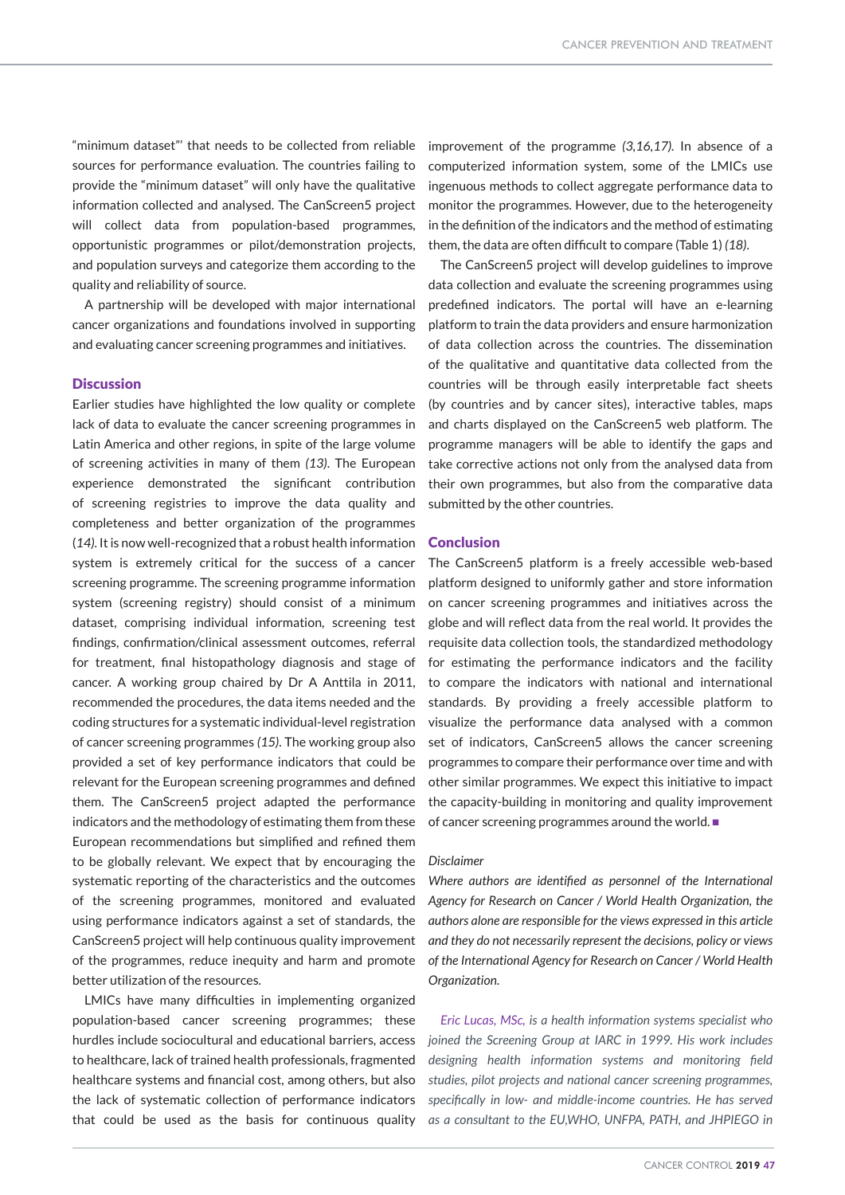"minimum dataset"' that needs to be collected from reliable sources for performance evaluation. The countries failing to provide the "minimum dataset" will only have the qualitative information collected and analysed. The CanScreen5 project will collect data from population-based programmes, opportunistic programmes or pilot/demonstration projects, and population surveys and categorize them according to the quality and reliability of source.

A partnership will be developed with major international cancer organizations and foundations involved in supporting and evaluating cancer screening programmes and initiatives.

## Discussion

Earlier studies have highlighted the low quality or complete lack of data to evaluate the cancer screening programmes in Latin America and other regions, in spite of the large volume of screening activities in many of them *(13)*. The European experience demonstrated the significant contribution of screening registries to improve the data quality and completeness and better organization of the programmes (*14)*. It is now well-recognized that a robust health information system is extremely critical for the success of a cancer screening programme. The screening programme information system (screening registry) should consist of a minimum dataset, comprising individual information, screening test findings, confirmation/clinical assessment outcomes, referral for treatment, final histopathology diagnosis and stage of cancer. A working group chaired by Dr A Anttila in 2011, recommended the procedures, the data items needed and the coding structures for a systematic individual-level registration of cancer screening programmes *(15)*. The working group also provided a set of key performance indicators that could be relevant for the European screening programmes and defined them. The CanScreen5 project adapted the performance indicators and the methodology of estimating them from these European recommendations but simplified and refined them to be globally relevant. We expect that by encouraging the systematic reporting of the characteristics and the outcomes of the screening programmes, monitored and evaluated using performance indicators against a set of standards, the CanScreen5 project will help continuous quality improvement of the programmes, reduce inequity and harm and promote better utilization of the resources.

LMICs have many difficulties in implementing organized population-based cancer screening programmes; these hurdles include sociocultural and educational barriers, access to healthcare, lack of trained health professionals, fragmented healthcare systems and financial cost, among others, but also the lack of systematic collection of performance indicators that could be used as the basis for continuous quality improvement of the programme *(3,16,17)*. In absence of a computerized information system, some of the LMICs use ingenuous methods to collect aggregate performance data to monitor the programmes. However, due to the heterogeneity in the definition of the indicators and the method of estimating them, the data are often difficult to compare (Table 1) *(18)*.

The CanScreen5 project will develop guidelines to improve data collection and evaluate the screening programmes using predefined indicators. The portal will have an e-learning platform to train the data providers and ensure harmonization of data collection across the countries. The dissemination of the qualitative and quantitative data collected from the countries will be through easily interpretable fact sheets (by countries and by cancer sites), interactive tables, maps and charts displayed on the CanScreen5 web platform. The programme managers will be able to identify the gaps and take corrective actions not only from the analysed data from their own programmes, but also from the comparative data submitted by the other countries.

## Conclusion

The CanScreen5 platform is a freely accessible web-based platform designed to uniformly gather and store information on cancer screening programmes and initiatives across the globe and will reflect data from the real world. It provides the requisite data collection tools, the standardized methodology for estimating the performance indicators and the facility to compare the indicators with national and international standards. By providing a freely accessible platform to visualize the performance data analysed with a common set of indicators, CanScreen5 allows the cancer screening programmes to compare their performance over time and with other similar programmes. We expect this initiative to impact the capacity-building in monitoring and quality improvement of cancer screening programmes around the world. ■

*Disclaimer*

*Where authors are identified as personnel of the International Agency for Research on Cancer / World Health Organization, the authors alone are responsible for the views expressed in this article and they do not necessarily represent the decisions, policy or views of the International Agency for Research on Cancer / World Health Organization.*

*Eric Lucas, MSc, is a health information systems specialist who joined the Screening Group at IARC in 1999. His work includes designing health information systems and monitoring field studies, pilot projects and national cancer screening programmes, specifically in low- and middle-income countries. He has served as a consultant to the EU,WHO, UNFPA, PATH, and JHPIEGO in*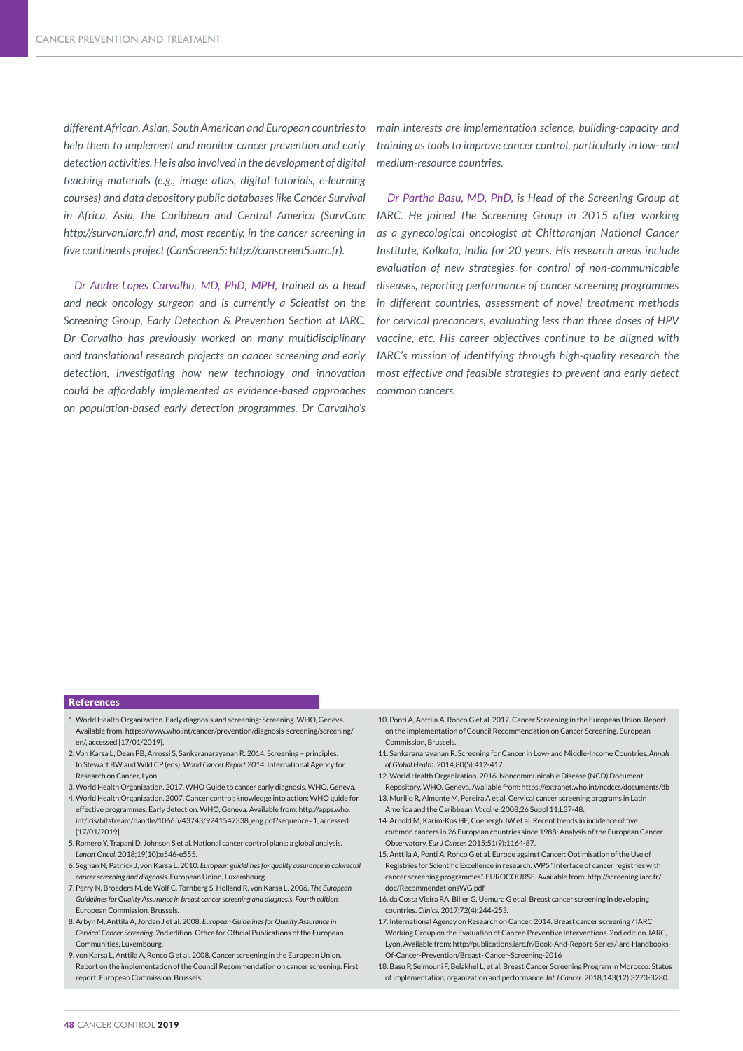*different African, Asian, South American and European countries to help them to implement and monitor cancer prevention and early detection activities. He is also involved in the development of digital teaching materials (e.g., image atlas, digital tutorials, e-learning courses) and data depository public databases like Cancer Survival in Africa, Asia, the Caribbean and Central America (SurvCan: http://survan.iarc.fr) and, most recently, in the cancer screening in five continents project (CanScreen5: http://canscreen5.iarc.fr).*

*Dr Andre Lopes Carvalho, MD, PhD, MPH, trained as a head and neck oncology surgeon and is currently a Scientist on the Screening Group, Early Detection & Prevention Section at IARC. Dr Carvalho has previously worked on many multidisciplinary and translational research projects on cancer screening and early detection, investigating how new technology and innovation could be affordably implemented as evidence-based approaches on population-based early detection programmes. Dr Carvalho's main interests are implementation science, building-capacity and training as tools to improve cancer control, particularly in low- and medium-resource countries.*

*Dr Partha Basu, MD, PhD, is Head of the Screening Group at IARC. He joined the Screening Group in 2015 after working as a gynecological oncologist at Chittaranjan National Cancer Institute, Kolkata, India for 20 years. His research areas include evaluation of new strategies for control of non-communicable diseases, reporting performance of cancer screening programmes in different countries, assessment of novel treatment methods for cervical precancers, evaluating less than three doses of HPV vaccine, etc. His career objectives continue to be aligned with IARC's mission of identifying through high-quality research the most effective and feasible strategies to prevent and early detect common cancers.*

## References

1. World Health Organization. Early diagnosis and screening: Screening. WHO, Geneva. Available from: https://www.who.int/cancer/prevention/diagnosis-screening/screening/en/, accessed [17/01/2019].
2. Von Karsa L, Dean PB, Arrossi S, Sankaranarayanan R. 2014. Screening – principles. In Stewart BW and Wild CP (eds). *World Cancer Report 2014*. International Agency for Research on Cancer, Lyon.
3. World Health Organization. 2017. WHO Guide to cancer early diagnosis. WHO, Geneva.
4. World Health Organization. 2007. Cancer control: knowledge into action: WHO guide for effective programmes. Early detection. WHO, Geneva. Available from: http://apps.who.int/iris/bitstream/handle/10665/43743/9241547338_eng.pdf?sequence=1, accessed [17/01/2019].
5. Romero Y, Trapani D, Johnson S et al. National cancer control plans: a global analysis. *Lancet Oncol*. 2018;19(10):e546-e555.
6. Segnan N, Patnick J, von Karsa L. 2010. *European guidelines for quality assurance in colorectal cancer screening and diagnosis*. European Union, Luxembourg.
7. Perry N, Broeders M, de Wolf C, Tornberg S, Holland R, von Karsa L. 2006. *The European Guidelines for Quality Assurance in breast cancer screening and diagnosis, Fourth edition*. European Commission, Brussels.
8. Arbyn M, Anttila A, Jordan J et al. 2008. *European Guidelines for Quality Assurance in Cervical Cancer Screening*. 2nd edition. Office for Official Publications of the European Communities, Luxembourg.
9. von Karsa L, Anttila A, Ronco G et al. 2008. Cancer screening in the European Union. Report on the implementation of the Council Recommendation on cancer screening. First report. European Commission, Brussels.
10. Ponti A, Anttila A, Ronco G et al. 2017. Cancer Screening in the European Union. Report on the implementation of Council Recommendation on Cancer Screening. European Commission, Brussels.
11. Sankaranarayanan R. Screening for Cancer in Low- and Middle-Income Countries. *Annals of Global Health*. 2014;80(5):412-417.
12. World Health Organization. 2016. Noncommunicable Disease (NCD) Document Repository. WHO, Geneva. Available from: https://extranet.who.int/ncdccs/documents/db
13. Murillo R, Almonte M, Pereira A et al. Cervical cancer screening programs in Latin America and the Caribbean. *Vaccine*. 2008;26 Suppl 11:L37-48.
14. Arnold M, Karim-Kos HE, Coebergh JW et al. Recent trends in incidence of five common cancers in 26 European countries since 1988: Analysis of the European Cancer Observatory. *Eur J Cancer*. 2015;51(9):1164-87.
15. Anttila A, Ponti A, Ronco G et al. Europe against Cancer: Optimisation of the Use of Registries for Scientific Excellence in research. WP5 "Interface of cancer registries with cancer screening programmes". EUROCOURSE. Available from: http://screening.iarc.fr/doc/RecommendationsWG.pdf
16. da Costa Vieira RA, Biller G, Uemura G et al. Breast cancer screening in developing countries. *Clinics*. 2017;72(4):244-253.
17. International Agency on Research on Cancer. 2014. Breast cancer screening / IARC Working Group on the Evaluation of Cancer-Preventive Interventions. 2nd edition. IARC, Lyon. Available from: http://publications.iarc.fr/Book-And-Report-Series/Iarc-Handbooks-Of-Cancer-Prevention/Breast- Cancer-Screening-2016
18. Basu P, Selmouni F, Belakhel L, et al. Breast Cancer Screening Program in Morocco: Status of implementation, organization and performance. *Int J Cancer*. 2018;143(12):3273-3280.